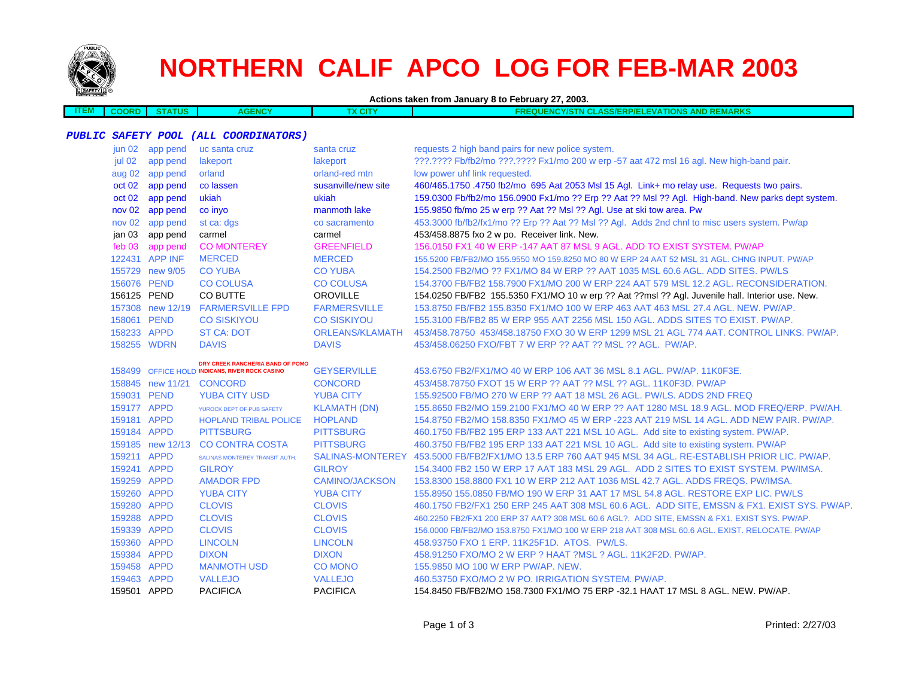# NORTHERN CALIF APCO LOG FOR FEB-MAR 2003

**Actions taken from January 8 to February 27, 2003.**

| ITEM | COORD | STATUS | AGENCY | TX CITY | FREQUENCY/STN CLASS/ERP/ELEVATIONS AND REMARKS |
|---|---|---|---|---|---|

***PUBLIC SAFETY POOL (ALL COORDINATORS)***

| ITEM | COORD | STATUS | AGENCY | TX CITY | FREQUENCY/STN CLASS/ERP/ELEVATIONS AND REMARKS |
|---|---|---|---|---|---|
| | jun 02 | app pend | uc santa cruz | santa cruz | requests 2 high band pairs for new police system. |
| | jul 02 | app pend | lakeport | lakeport | ???.???? Fb/fb2/mo ???.???? Fx1/mo 200 w erp -57 aat 472 msl 16 agl. New high-band pair. |
| | aug 02 | app pend | orland | orland-red mtn | low power uhf link requested. |
| | oct 02 | app pend | co lassen | susanville/new site | 460/465.1750 .4750 fb2/mo 695 Aat 2053 Msl 15 Agl. Link+ mo relay use. Requests two pairs. |
| | oct 02 | app pend | ukiah | ukiah | 159.0300 Fb/fb2/mo 156.0900 Fx1/mo ?? Erp ?? Aat ?? Msl ?? Agl. High-band. New parks dept system. |
| | nov 02 | app pend | co inyo | manmoth lake | 155.9850 fb/mo 25 w erp ?? Aat ?? Msl ?? Agl. Use at ski tow area. Pw |
| | nov 02 | app pend | st ca: dgs | co sacramento | 453.3000 fb/fb2/fx1/mo ?? Erp ?? Aat ?? Msl ?? Agl. Adds 2nd chnl to misc users system. Pw/ap |
| | jan 03 | app pend | carmel | carmel | 453/458.8875 fxo 2 w po. Receiver link. New. |
| | feb 03 | app pend | CO MONTEREY | GREENFIELD | 156.0150 FX1 40 W ERP -147 AAT 87 MSL 9 AGL. ADD TO EXIST SYSTEM. PW/AP |
| | 122431 | APP INF | MERCED | MERCED | 155.5200 FB/FB2/MO 155.9550 MO 159.8250 MO 80 W ERP 24 AAT 52 MSL 31 AGL. CHNG INPUT. PW/AP |
| | 155729 | new 9/05 | CO YUBA | CO YUBA | 154.2500 FB2/MO ?? FX1/MO 84 W ERP ?? AAT 1035 MSL 60.6 AGL. ADD SITES. PW/LS |
| | 156076 | PEND | CO COLUSA | CO COLUSA | 154.3700 FB/FB2 158.7900 FX1/MO 200 W ERP 224 AAT 579 MSL 12.2 AGL. RECONSIDERATION. |
| | 156125 | PEND | CO BUTTE | OROVILLE | 154.0250 FB/FB2 155.5350 FX1/MO 10 w erp ?? Aat ??msl ?? Agl. Juvenile hall. Interior use. New. |
| | 157308 | new 12/19 | FARMERSVILLE FPD | FARMERSVILLE | 153.8750 FB/FB2 155.8350 FX1/MO 100 W ERP 463 AAT 463 MSL 27.4 AGL. NEW. PW/AP. |
| | 158061 | PEND | CO SISKIYOU | CO SISKIYOU | 155.3100 FB/FB2 85 W ERP 955 AAT 2256 MSL 150 AGL. ADDS SITES TO EXIST. PW/AP. |
| | 158233 | APPD | ST CA: DOT | ORLEANS/KLAMATH | 453/458.78750 453/458.18750 FXO 30 W ERP 1299 MSL 21 AGL 774 AAT. CONTROL LINKS. PW/AP. |
| | 158255 | WDRN | DAVIS | DAVIS | 453/458.06250 FXO/FBT 7 W ERP ?? AAT ?? MSL ?? AGL. PW/AP. |
| | 158499 | OFFICE HOLD | DRY CREEK RANCHERIA BAND OF POMO INDICANS, RIVER ROCK CASINO | GEYSERVILLE | 453.6750 FB2/FX1/MO 40 W ERP 106 AAT 36 MSL 8.1 AGL. PW/AP. 11K0F3E. |
| | 158845 | new 11/21 | CONCORD | CONCORD | 453/458.78750 FXOT 15 W ERP ?? AAT ?? MSL ?? AGL. 11K0F3D. PW/AP |
| | 159031 | PEND | YUBA CITY USD | YUBA CITY | 155.92500 FB/MO 270 W ERP ?? AAT 18 MSL 26 AGL. PW/LS. ADDS 2ND FREQ |
| | 159177 | APPD | YUROCK DEPT OF PUB SAFETY | KLAMATH (DN) | 155.8650 FB2/MO 159.2100 FX1/MO 40 W ERP ?? AAT 1280 MSL 18.9 AGL. MOD FREQ/ERP. PW/AH. |
| | 159181 | APPD | HOPLAND TRIBAL POLICE | HOPLAND | 154.8750 FB2/MO 158.8350 FX1/MO 45 W ERP -223 AAT 219 MSL 14 AGL. ADD NEW PAIR. PW/AP. |
| | 159184 | APPD | PITTSBURG | PITTSBURG | 460.1750 FB/FB2 195 ERP 133 AAT 221 MSL 10 AGL. Add site to existing system. PW/AP. |
| | 159185 | new 12/13 | CO CONTRA COSTA | PITTSBURG | 460.3750 FB/FB2 195 ERP 133 AAT 221 MSL 10 AGL. Add site to existing system. PW/AP |
| | 159211 | APPD | SALINAS MONTEREY TRANSIT AUTH. | SALINAS-MONTEREY | 453.5000 FB/FB2/FX1/MO 13.5 ERP 760 AAT 945 MSL 34 AGL. RE-ESTABLISH PRIOR LIC. PW/AP. |
| | 159241 | APPD | GILROY | GILROY | 154.3400 FB2 150 W ERP 17 AAT 183 MSL 29 AGL. ADD 2 SITES TO EXIST SYSTEM. PW/IMSA. |
| | 159259 | APPD | AMADOR FPD | CAMINO/JACKSON | 153.8300 158.8800 FX1 10 W ERP 212 AAT 1036 MSL 42.7 AGL. ADDS FREQS. PW/IMSA. |
| | 159260 | APPD | YUBA CITY | YUBA CITY | 155.8950 155.0850 FB/MO 190 W ERP 31 AAT 17 MSL 54.8 AGL. RESTORE EXP LIC. PW/LS |
| | 159280 | APPD | CLOVIS | CLOVIS | 460.1750 FB2/FX1 250 ERP 245 AAT 308 MSL 60.6 AGL. ADD SITE, EMSSN & FX1. EXIST SYS. PW/AP. |
| | 159288 | APPD | CLOVIS | CLOVIS | 460.2250 FB2/FX1 200 ERP 37 AAT? 308 MSL 60.6 AGL?. ADD SITE, EMSSN & FX1. EXIST SYS. PW/AP. |
| | 159339 | APPD | CLOVIS | CLOVIS | 156.0000 FB/FB2/MO 153.8750 FX1/MO 100 W ERP 218 AAT 308 MSL 60.6 AGL. EXIST. RELOCATE. PW/AP |
| | 159360 | APPD | LINCOLN | LINCOLN | 458.93750 FXO 1 ERP. 11K25F1D. ATOS. PW/LS. |
| | 159384 | APPD | DIXON | DIXON | 458.91250 FXO/MO 2 W ERP ? HAAT ?MSL ? AGL. 11K2F2D. PW/AP. |
| | 159458 | APPD | MANMOTH USD | CO MONO | 155.9850 MO 100 W ERP PW/AP. NEW. |
| | 159463 | APPD | VALLEJO | VALLEJO | 460.53750 FXO/MO 2 W PO. IRRIGATION SYSTEM. PW/AP. |
| | 159501 | APPD | PACIFICA | PACIFICA | 154.8450 FB/FB2/MO 158.7300 FX1/MO 75 ERP -32.1 HAAT 17 MSL 8 AGL. NEW. PW/AP. |

Printed: 2/27/03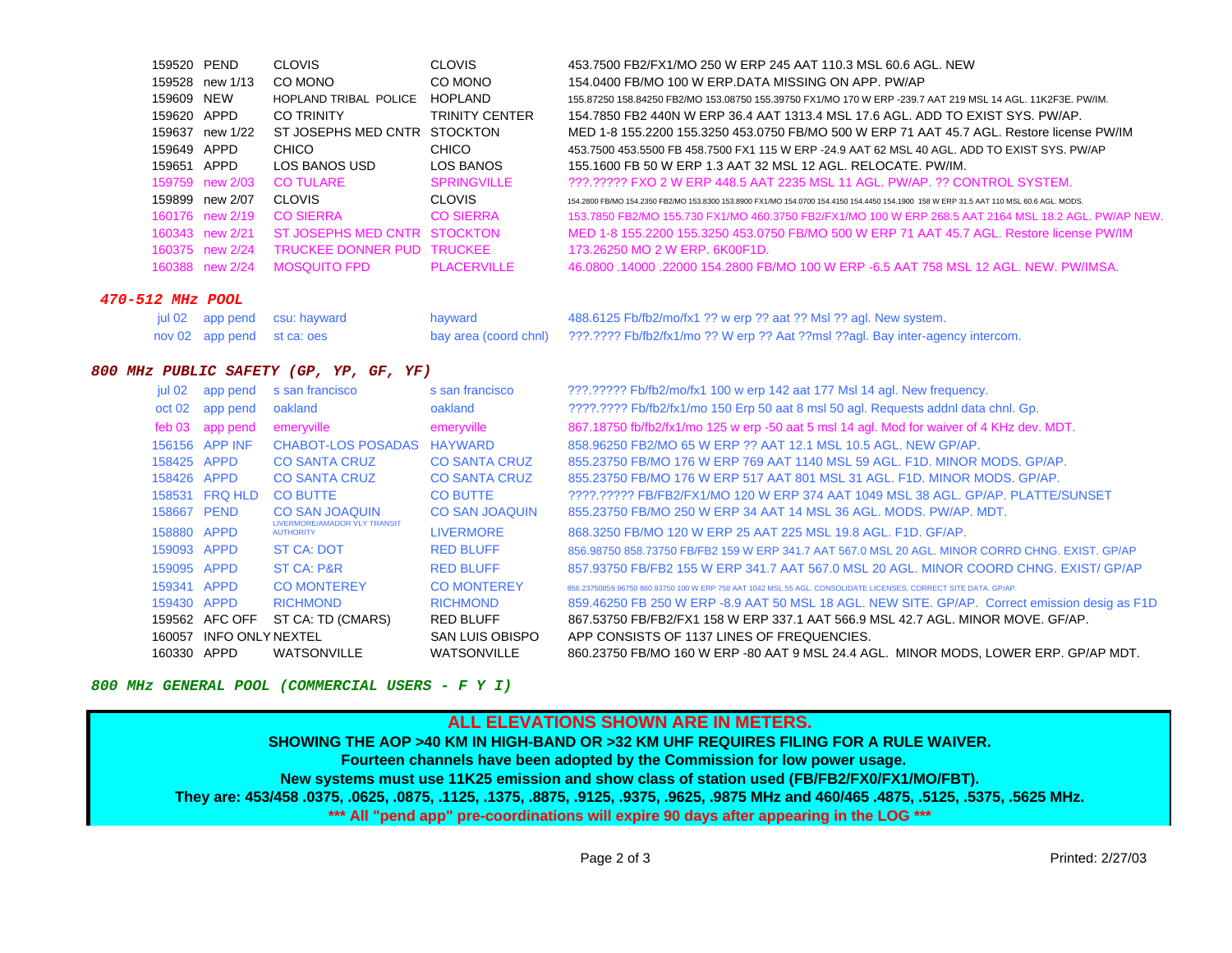| | | | | |
|---|---|---|---|---|
| 159520 | PEND | CLOVIS | CLOVIS | 453.7500 FB2/FX1/MO 250 W ERP 245 AAT 110.3 MSL 60.6 AGL. NEW |
| 159528 | new 1/13 | CO MONO | CO MONO | 154.0400 FB/MO 100 W ERP.DATA MISSING ON APP. PW/AP |
| 159609 | NEW | HOPLAND TRIBAL POLICE | HOPLAND | 155.87250 158.84250 FB2/MO 153.08750 155.39750 FX1/MO 170 W ERP -239.7 AAT 219 MSL 14 AGL. 11K2F3E. PW/IM. |
| 159620 | APPD | CO TRINITY | TRINITY CENTER | 154.7850 FB2 440N W ERP 36.4 AAT 1313.4 MSL 17.6 AGL. ADD TO EXIST SYS. PW/AP. |
| 159637 | new 1/22 | ST JOSEPHS MED CNTR | STOCKTON | MED 1-8 155.2200 155.3250 453.0750 FB/MO 500 W ERP 71 AAT 45.7 AGL. Restore license PW/IM |
| 159649 | APPD | CHICO | CHICO | 453.7500 453.5500 FB 458.7500 FX1 115 W ERP -24.9 AAT 62 MSL 40 AGL. ADD TO EXIST SYS. PW/AP |
| 159651 | APPD | LOS BANOS USD | LOS BANOS | 155.1600 FB 50 W ERP 1.3 AAT 32 MSL 12 AGL. RELOCATE. PW/IM. |
| 159759 | new 2/03 | CO TULARE | SPRINGVILLE | ???.????? FXO 2 W ERP 448.5 AAT 2235 MSL 11 AGL. PW/AP. ?? CONTROL SYSTEM. |
| 159899 | new 2/07 | CLOVIS | CLOVIS | 154.2800 FB/MO 154.2350 FB2/MO 153.8300 153.8900 FX1/MO 154.0700 154.4150 154.4450 154.1900 158 W ERP 31.5 AAT 110 MSL 60.6 AGL. MODS. |
| 160176 | new 2/19 | CO SIERRA | CO SIERRA | 153.7850 FB2/MO 155.730 FX1/MO 460.3750 FB2/FX1/MO 100 W ERP 268.5 AAT 2164 MSL 18.2 AGL. PW/AP NEW. |
| 160343 | new 2/21 | ST JOSEPHS MED CNTR | STOCKTON | MED 1-8 155.2200 155.3250 453.0750 FB/MO 500 W ERP 71 AAT 45.7 AGL. Restore license PW/IM |
| 160375 | new 2/24 | TRUCKEE DONNER PUD | TRUCKEE | 173.26250 MO 2 W ERP. 6K00F1D. |
| 160388 | new 2/24 | MOSQUITO FPD | PLACERVILLE | 46.0800 .14000 .22000 154.2800 FB/MO 100 W ERP -6.5 AAT 758 MSL 12 AGL. NEW. PW/IMSA. |

### *470-512 MHz POOL*

| | | | | |
|---|---|---|---|---|
| jul 02 | app pend | csu: hayward | hayward | 488.6125 Fb/fb2/mo/fx1 ?? w erp ?? aat ?? Msl ?? agl. New system. |
| nov 02 | app pend | st ca: oes | bay area (coord chnl) | ???.???? Fb/fb2/fx1/mo ?? W erp ?? Aat ??msl ??agl. Bay inter-agency intercom. |

### *800 MHz PUBLIC SAFETY (GP, YP, GF, YF)*

| | | | | |
|---|---|---|---|---|
| jul 02 | app pend | s san francisco | s san francisco | ???.????? Fb/fb2/mo/fx1 100 w erp 142 aat 177 Msl 14 agl. New frequency. |
| oct 02 | app pend | oakland | oakland | ????.???? Fb/fb2/fx1/mo 150 Erp 50 aat 8 msl 50 agl. Requests addnl data chnl. Gp. |
| feb 03 | app pend | emeryville | emeryville | 867.18750 fb/fb2/fx1/mo 125 w erp -50 aat 5 msl 14 agl. Mod for waiver of 4 KHz dev. MDT. |
| 156156 | APP INF | CHABOT-LOS POSADAS | HAYWARD | 858.96250 FB2/MO 65 W ERP ?? AAT 12.1 MSL 10.5 AGL. NEW GP/AP. |
| 158425 | APPD | CO SANTA CRUZ | CO SANTA CRUZ | 855.23750 FB/MO 176 W ERP 769 AAT 1140 MSL 59 AGL. F1D. MINOR MODS. GP/AP. |
| 158426 | APPD | CO SANTA CRUZ | CO SANTA CRUZ | 855.23750 FB/MO 176 W ERP 517 AAT 801 MSL 31 AGL. F1D. MINOR MODS. GP/AP. |
| 158531 | FRQ HLD | CO BUTTE | CO BUTTE | ????.????? FB/FB2/FX1/MO 120 W ERP 374 AAT 1049 MSL 38 AGL. GP/AP. PLATTE/SUNSET |
| 158667 | PEND | CO SAN JOAQUIN | CO SAN JOAQUIN | 855.23750 FB/MO 250 W ERP 34 AAT 14 MSL 36 AGL. MODS. PW/AP. MDT. |
| 158880 | APPD | LIVERMORE/AMADOR VLY TRANSIT AUTHORITY | LIVERMORE | 868.3250 FB/MO 120 W ERP 25 AAT 225 MSL 19.8 AGL. F1D. GF/AP. |
| 159093 | APPD | ST CA: DOT | RED BLUFF | 856.98750 858.73750 FB/FB2 159 W ERP 341.7 AAT 567.0 MSL 20 AGL. MINOR CORRD CHNG. EXIST. GP/AP |
| 159095 | APPD | ST CA: P&R | RED BLUFF | 857.93750 FB/FB2 155 W ERP 341.7 AAT 567.0 MSL 20 AGL. MINOR COORD CHNG. EXIST/ GP/AP |
| 159341 | APPD | CO MONTEREY | CO MONTEREY | 856.23750859.96750 860.93750 100 W ERP 758 AAT 1042 MSL 55 AGL. CONSOLIDATE LICENSES, CORRECT SITE DATA. GP/AP. |
| 159430 | APPD | RICHMOND | RICHMOND | 859.46250 FB 250 W ERP -8.9 AAT 50 MSL 18 AGL. NEW SITE. GP/AP. Correct emission desig as F1D |
| 159562 | AFC OFF | ST CA: TD (CMARS) | RED BLUFF | 867.53750 FB/FB2/FX1 158 W ERP 337.1 AAT 566.9 MSL 42.7 AGL. MINOR MOVE. GF/AP. |
| 160057 | INFO ONLY | NEXTEL | SAN LUIS OBISPO | APP CONSISTS OF 1137 LINES OF FREQUENCIES. |
| 160330 | APPD | WATSONVILLE | WATSONVILLE | 860.23750 FB/MO 160 W ERP -80 AAT 9 MSL 24.4 AGL. MINOR MODS, LOWER ERP. GP/AP MDT. |

### *800 MHz GENERAL POOL (COMMERCIAL USERS - F Y I)*

**ALL ELEVATIONS SHOWN ARE IN METERS.**

**SHOWING THE AOP >40 KM IN HIGH-BAND OR >32 KM UHF REQUIRES FILING FOR A RULE WAIVER.**

**Fourteen channels have been adopted by the Commission for low power usage.**

**New systems must use 11K25 emission and show class of station used (FB/FB2/FX0/FX1/MO/FBT).**

**They are: 453/458 .0375, .0625, .0875, .1125, .1375, .8875, .9125, .9375, .9625, .9875 MHz and 460/465 .4875, .5125, .5375, .5625 MHz.**

**\*\*\* All "pend app" pre-coordinations will expire 90 days after appearing in the LOG \*\*\***

Printed: 2/27/03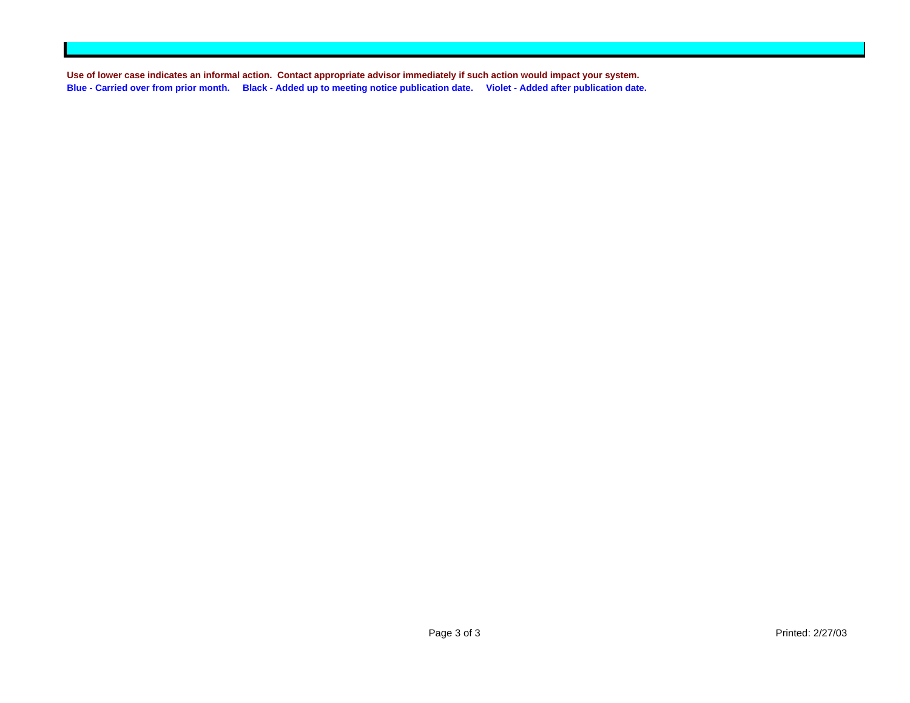**Use of lower case indicates an informal action. Contact appropriate advisor immediately if such action would impact your system.**

**Blue - Carried over from prior month. Black - Added up to meeting notice publication date. Violet - Added after publication date.**

Printed: 2/27/03